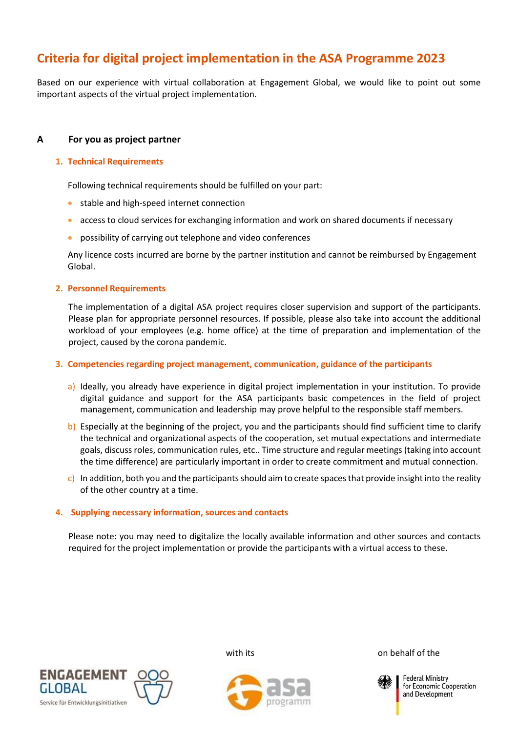# Criteria for digital project implementation in the ASA Programme 2023

Based on our experience with virtual collaboration at Engagement Global, we would like to point out some important aspects of the virtual project implementation.

## A For you as project partner

### 1. Technical Requirements

Following technical requirements should be fulfilled on your part:

- stable and high-speed internet connection
- access to cloud services for exchanging information and work on shared documents if necessary
- possibility of carrying out telephone and video conferences

Any licence costs incurred are borne by the partner institution and cannot be reimbursed by Engagement Global.

### 2. Personnel Requirements

The implementation of a digital ASA project requires closer supervision and support of the participants. Please plan for appropriate personnel resources. If possible, please also take into account the additional workload of your employees (e.g. home office) at the time of preparation and implementation of the project, caused by the corona pandemic.

### 3. Competencies regarding project management, communication, guidance of the participants

a) Ideally, you already have experience in digital project implementation in your institution. To provide digital guidance and support for the ASA participants basic competences in the field of project management, communication and leadership may prove helpful to the responsible staff members.

b) Especially at the beginning of the project, you and the participants should find sufficient time to clarify the technical and organizational aspects of the cooperation, set mutual expectations and intermediate goals, discuss roles, communication rules, etc.. Time structure and regular meetings (taking into account the time difference) are particularly important in order to create commitment and mutual connection.

c) In addition, both you and the participants should aim to create spaces that provide insight into the reality of the other country at a time.

### 4. Supplying necessary information, sources and contacts

Please note: you may need to digitalize the locally available information and other sources and contacts required for the project implementation or provide the participants with a virtual access to these.

ENGAGEMENT GLOBAL
Service für Entwicklungsinitiativen

with its

asa programm

on behalf of the

Federal Ministry for Economic Cooperation and Development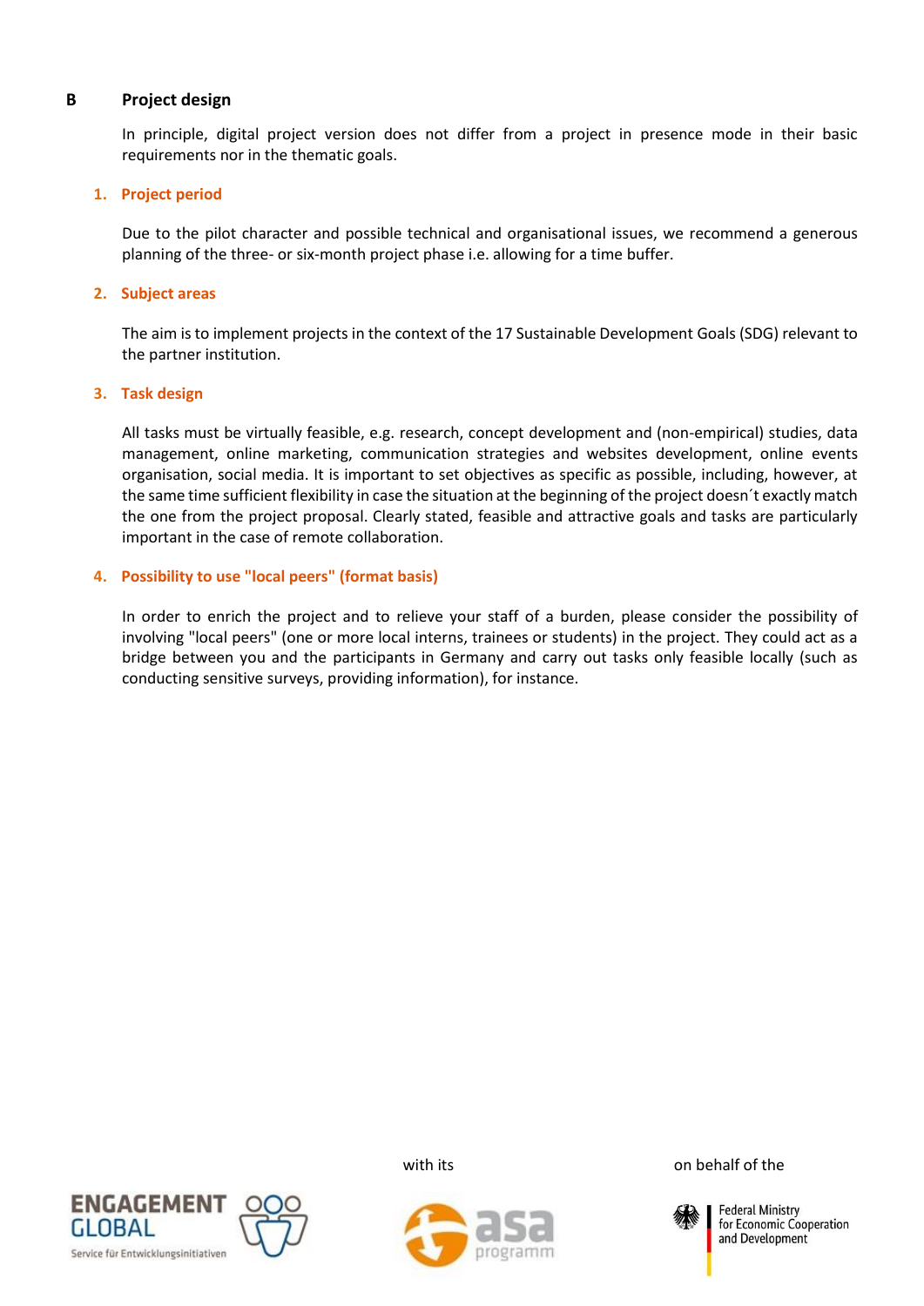## B Project design

In principle, digital project version does not differ from a project in presence mode in their basic requirements nor in the thematic goals.

### 1. Project period

Due to the pilot character and possible technical and organisational issues, we recommend a generous planning of the three- or six-month project phase i.e. allowing for a time buffer.

### 2. Subject areas

The aim is to implement projects in the context of the 17 Sustainable Development Goals (SDG) relevant to the partner institution.

### 3. Task design

All tasks must be virtually feasible, e.g. research, concept development and (non-empirical) studies, data management, online marketing, communication strategies and websites development, online events organisation, social media. It is important to set objectives as specific as possible, including, however, at the same time sufficient flexibility in case the situation at the beginning of the project doesn´t exactly match the one from the project proposal. Clearly stated, feasible and attractive goals and tasks are particularly important in the case of remote collaboration.

### 4. Possibility to use "local peers" (format basis)

In order to enrich the project and to relieve your staff of a burden, please consider the possibility of involving "local peers" (one or more local interns, trainees or students) in the project. They could act as a bridge between you and the participants in Germany and carry out tasks only feasible locally (such as conducting sensitive surveys, providing information), for instance.

ENGAGEMENT GLOBAL
Service für Entwicklungsinitiativen

with its

asa programm

on behalf of the

Federal Ministry for Economic Cooperation and Development